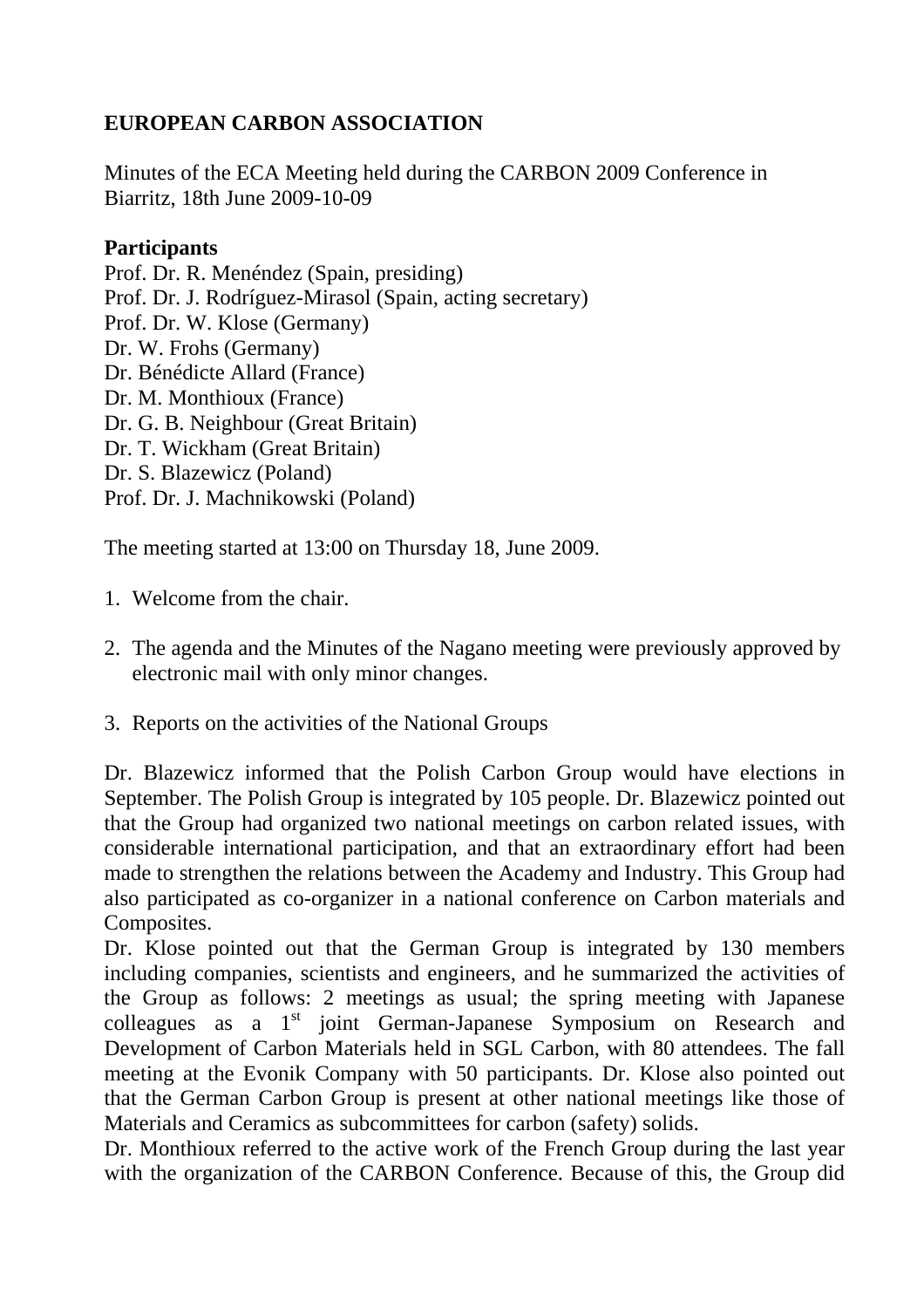**EUROPEAN CARBON ASSOCIATION**

Minutes of the ECA Meeting held during the CARBON 2009 Conference in Biarritz, 18th June 2009-10-09

**Participants**
Prof. Dr. R. Menéndez (Spain, presiding)
Prof. Dr. J. Rodríguez-Mirasol (Spain, acting secretary)
Prof. Dr. W. Klose (Germany)
Dr. W. Frohs (Germany)
Dr. Bénédicte Allard (France)
Dr. M. Monthioux (France)
Dr. G. B. Neighbour (Great Britain)
Dr. T. Wickham (Great Britain)
Dr. S. Blazewicz (Poland)
Prof. Dr. J. Machnikowski (Poland)

The meeting started at 13:00 on Thursday 18, June 2009.

1. Welcome from the chair.

2. The agenda and the Minutes of the Nagano meeting were previously approved by electronic mail with only minor changes.

3. Reports on the activities of the National Groups

Dr. Blazewicz informed that the Polish Carbon Group would have elections in September. The Polish Group is integrated by 105 people. Dr. Blazewicz pointed out that the Group had organized two national meetings on carbon related issues, with considerable international participation, and that an extraordinary effort had been made to strengthen the relations between the Academy and Industry. This Group had also participated as co-organizer in a national conference on Carbon materials and Composites.
Dr. Klose pointed out that the German Group is integrated by 130 members including companies, scientists and engineers, and he summarized the activities of the Group as follows: 2 meetings as usual; the spring meeting with Japanese colleagues as a 1st joint German-Japanese Symposium on Research and Development of Carbon Materials held in SGL Carbon, with 80 attendees. The fall meeting at the Evonik Company with 50 participants. Dr. Klose also pointed out that the German Carbon Group is present at other national meetings like those of Materials and Ceramics as subcommittees for carbon (safety) solids.
Dr. Monthioux referred to the active work of the French Group during the last year with the organization of the CARBON Conference. Because of this, the Group did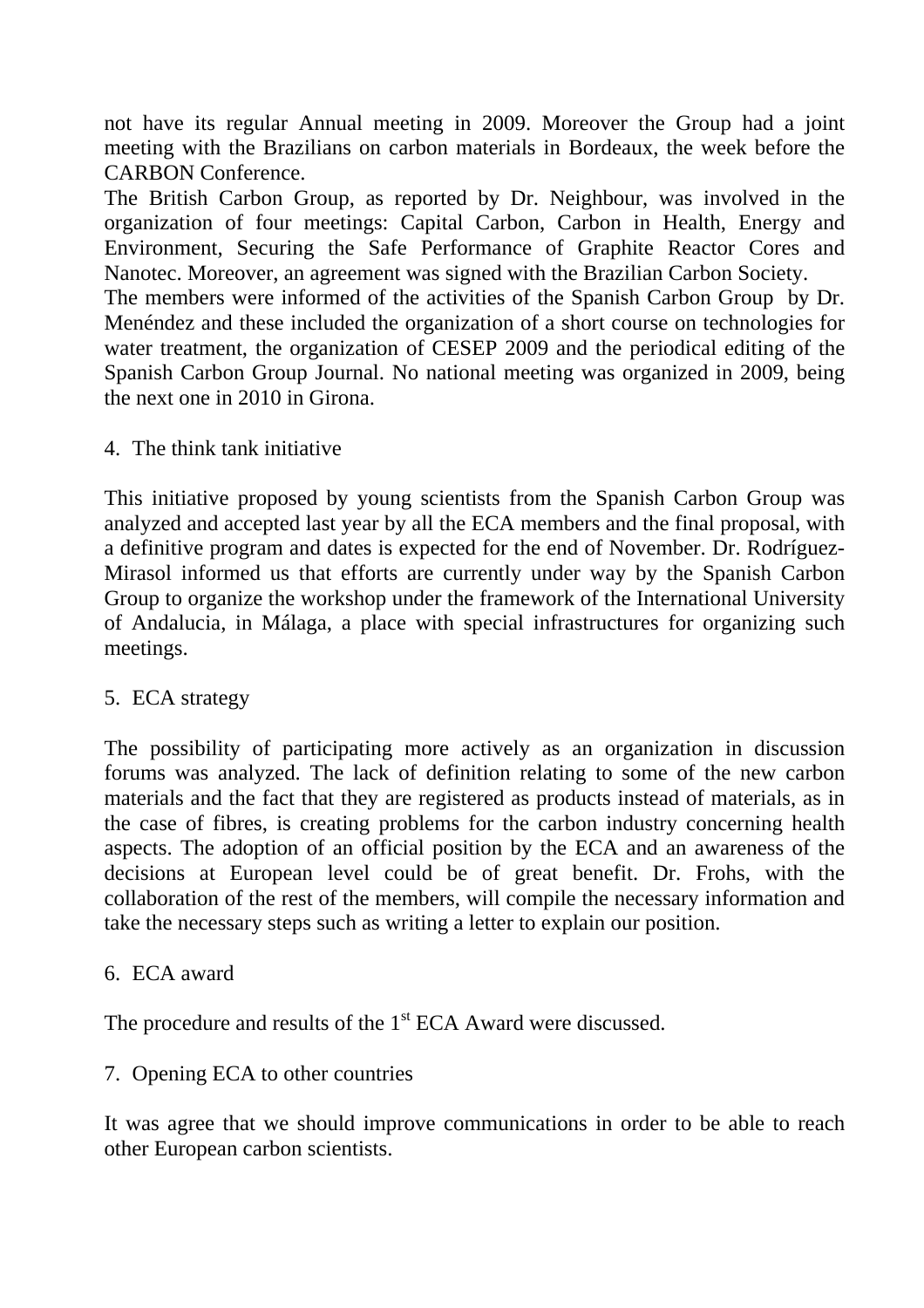not have its regular Annual meeting in 2009. Moreover the Group had a joint meeting with the Brazilians on carbon materials in Bordeaux, the week before the CARBON Conference.

The British Carbon Group, as reported by Dr. Neighbour, was involved in the organization of four meetings: Capital Carbon, Carbon in Health, Energy and Environment, Securing the Safe Performance of Graphite Reactor Cores and Nanotec. Moreover, an agreement was signed with the Brazilian Carbon Society.

The members were informed of the activities of the Spanish Carbon Group by Dr. Menéndez and these included the organization of a short course on technologies for water treatment, the organization of CESEP 2009 and the periodical editing of the Spanish Carbon Group Journal. No national meeting was organized in 2009, being the next one in 2010 in Girona.

4. The think tank initiative

This initiative proposed by young scientists from the Spanish Carbon Group was analyzed and accepted last year by all the ECA members and the final proposal, with a definitive program and dates is expected for the end of November. Dr. Rodríguez-Mirasol informed us that efforts are currently under way by the Spanish Carbon Group to organize the workshop under the framework of the International University of Andalucia, in Málaga, a place with special infrastructures for organizing such meetings.

5. ECA strategy

The possibility of participating more actively as an organization in discussion forums was analyzed. The lack of definition relating to some of the new carbon materials and the fact that they are registered as products instead of materials, as in the case of fibres, is creating problems for the carbon industry concerning health aspects. The adoption of an official position by the ECA and an awareness of the decisions at European level could be of great benefit. Dr. Frohs, with the collaboration of the rest of the members, will compile the necessary information and take the necessary steps such as writing a letter to explain our position.

6. ECA award

The procedure and results of the 1st ECA Award were discussed.

7. Opening ECA to other countries

It was agree that we should improve communications in order to be able to reach other European carbon scientists.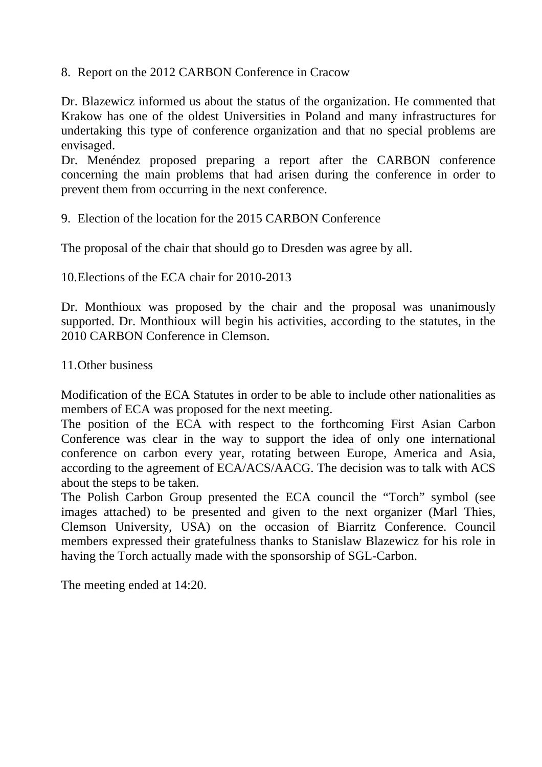8. Report on the 2012 CARBON Conference in Cracow

Dr. Blazewicz informed us about the status of the organization. He commented that Krakow has one of the oldest Universities in Poland and many infrastructures for undertaking this type of conference organization and that no special problems are envisaged.
Dr. Menéndez proposed preparing a report after the CARBON conference concerning the main problems that had arisen during the conference in order to prevent them from occurring in the next conference.

9. Election of the location for the 2015 CARBON Conference

The proposal of the chair that should go to Dresden was agree by all.

10. Elections of the ECA chair for 2010-2013

Dr. Monthioux was proposed by the chair and the proposal was unanimously supported. Dr. Monthioux will begin his activities, according to the statutes, in the 2010 CARBON Conference in Clemson.

11. Other business

Modification of the ECA Statutes in order to be able to include other nationalities as members of ECA was proposed for the next meeting.
The position of the ECA with respect to the forthcoming First Asian Carbon Conference was clear in the way to support the idea of only one international conference on carbon every year, rotating between Europe, America and Asia, according to the agreement of ECA/ACS/AACG. The decision was to talk with ACS about the steps to be taken.
The Polish Carbon Group presented the ECA council the "Torch" symbol (see images attached) to be presented and given to the next organizer (Marl Thies, Clemson University, USA) on the occasion of Biarritz Conference. Council members expressed their gratefulness thanks to Stanislaw Blazewicz for his role in having the Torch actually made with the sponsorship of SGL-Carbon.

The meeting ended at 14:20.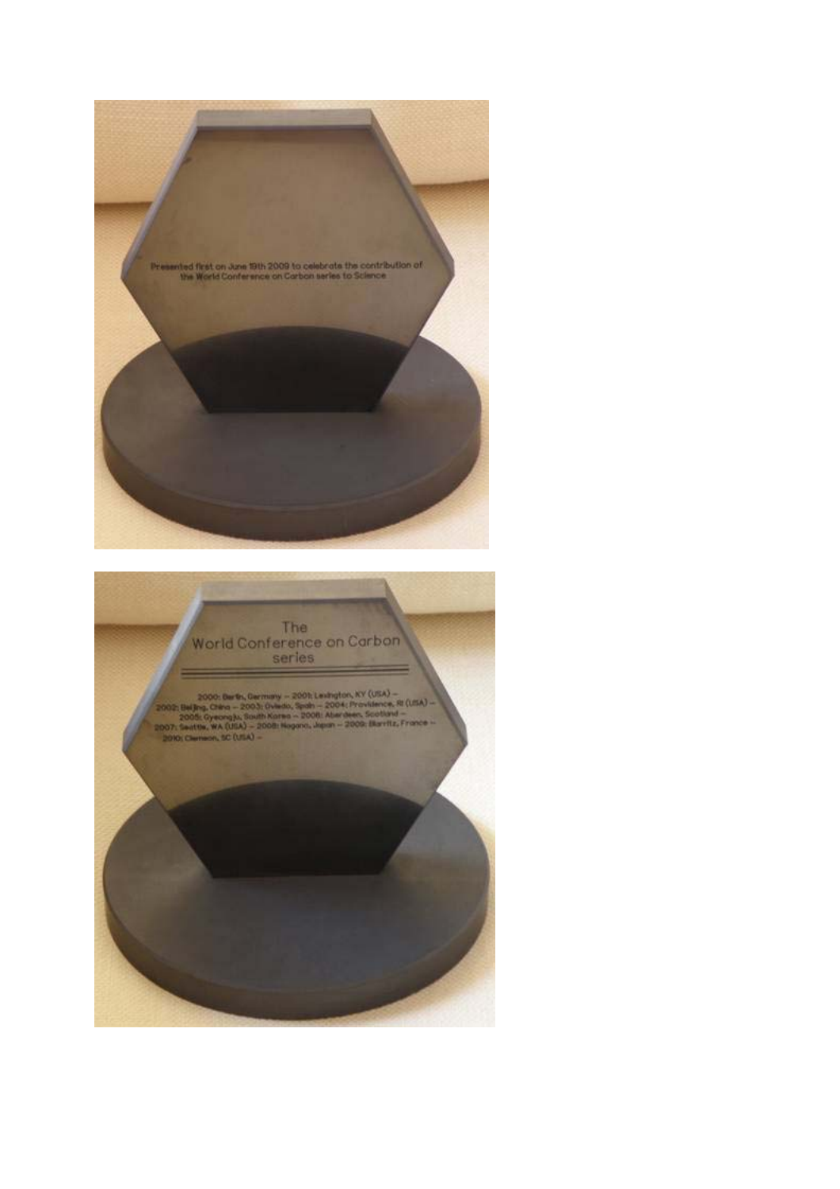Presented first on June 19th 2009 to celebrate the contribution of the World Conference on Carbon series to Science

The
World Conference on Carbon
series

2000: Berlin, Germany – 2001: Lexington, KY (USA) –
2002: Beijing, China – 2003: Oviedo, Spain – 2004: Providence, RI (USA) –
2005: Gyeongju, South Korea – 2006: Aberdeen, Scotland –
2007: Seattle, WA (USA) – 2008: Nagano, Japan – 2009: Biarritz, France –
2010: Clemson, SC (USA) –